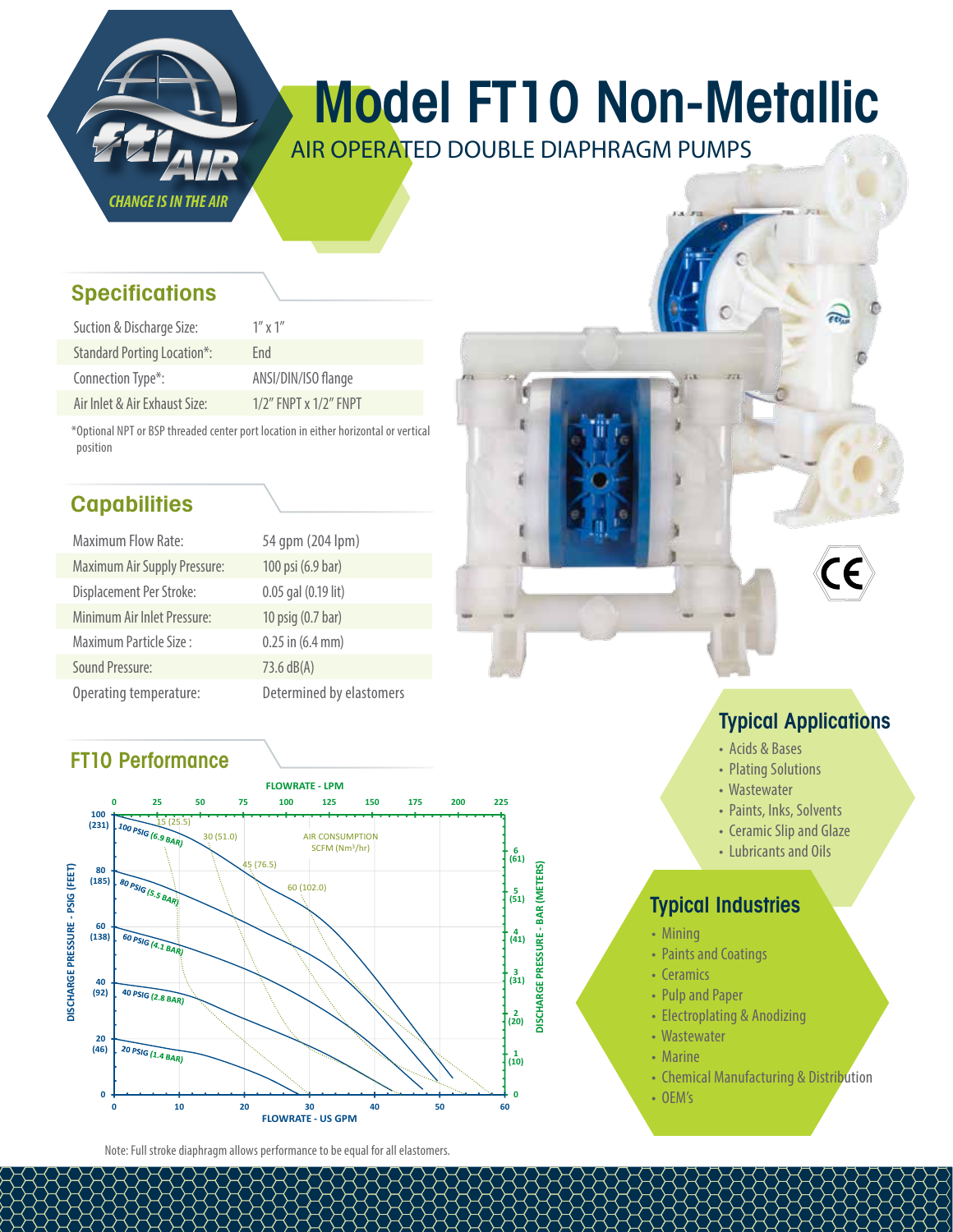# Model FT10 Non-Metallic

AIR OPERATED DOUBLE DIAPHRAGM PUMPS

CHANGE IS IN THE AIR

## Specifications

| | |
|---|---|
| Suction & Discharge Size: | 1″ x 1″ |
| Standard Porting Location*: | End |
| Connection Type*: | ANSI/DIN/ISO flange |
| Air Inlet & Air Exhaust Size: | 1/2″ FNPT x 1/2″ FNPT |

*Optional NPT or BSP threaded center port location in either horizontal or vertical position

## Capabilities

| | |
|---|---|
| Maximum Flow Rate: | 54 gpm (204 lpm) |
| Maximum Air Supply Pressure: | 100 psi (6.9 bar) |
| Displacement Per Stroke: | 0.05 gal (0.19 lit) |
| Minimum Air Inlet Pressure: | 10 psig (0.7 bar) |
| Maximum Particle Size : | 0.25 in (6.4 mm) |
| Sound Pressure: | 73.6 dB(A) |
| Operating temperature: | Determined by elastomers |

## FT10 Performance

FLOWRATE - LPM: 0, 25, 50, 75, 100, 125, 150, 175, 200, 225

DISCHARGE PRESSURE - PSIG (FEET): 100 (231), 80 (185), 60 (138), 40 (92), 20 (46), 0

DISCHARGE PRESSURE - BAR (METERS): 6 (61), 5 (51), 4 (41), 3 (31), 2 (20), 1 (10), 0

FLOWRATE - US GPM: 0, 10, 20, 30, 40, 50, 60

Curves: 100 PSIG (6.9 BAR), 80 PSIG (5.5 BAR), 60 PSIG (4.1 BAR), 40 PSIG (2.8 BAR), 20 PSIG (1.4 BAR)

AIR CONSUMPTION SCFM (Nm³/hr): 15 (25.5), 30 (51.0), 45 (76.5), 60 (102.0)

Note: Full stroke diaphragm allows performance to be equal for all elastomers.

## Typical Applications

- Acids & Bases
- Plating Solutions
- Wastewater
- Paints, Inks, Solvents
- Ceramic Slip and Glaze
- Lubricants and Oils

## Typical Industries

- Mining
- Paints and Coatings
- Ceramics
- Pulp and Paper
- Electroplating & Anodizing
- Wastewater
- Marine
- Chemical Manufacturing & Distribution
- OEM's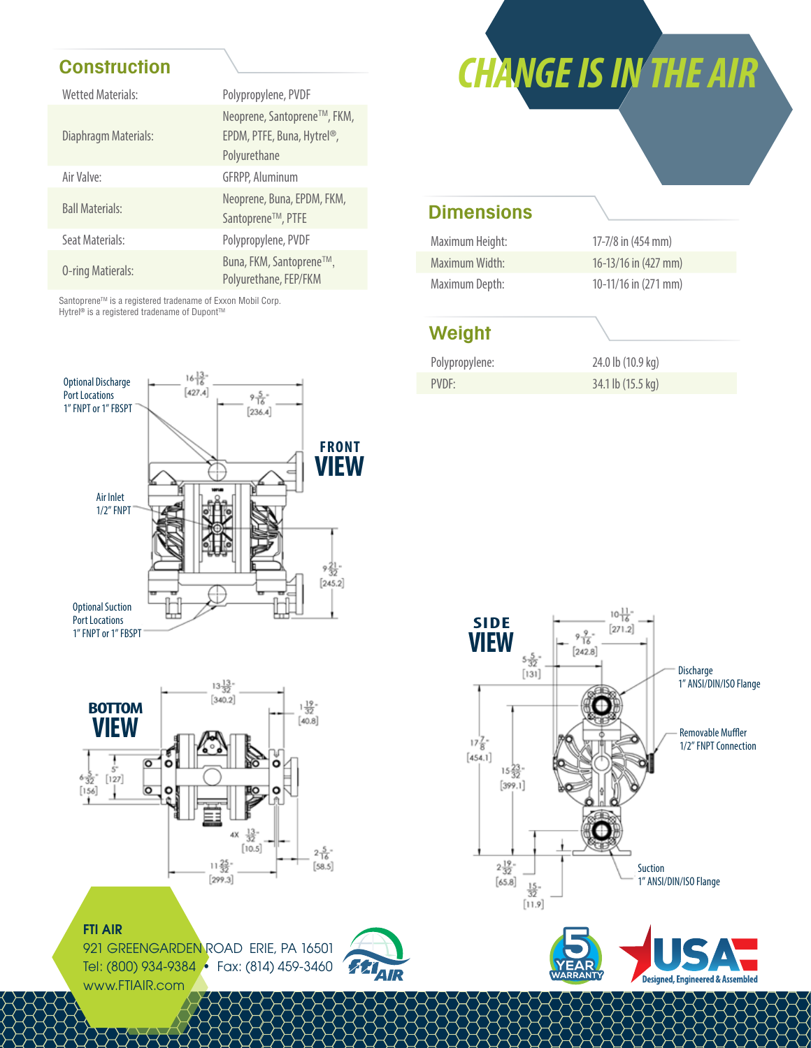# CHANGE IS IN THE AIR

## Construction

| | |
|---|---|
| Wetted Materials: | Polypropylene, PVDF |
| Diaphragm Materials: | Neoprene, Santoprene™, FKM, EPDM, PTFE, Buna, Hytrel®, Polyurethane |
| Air Valve: | GFRPP, Aluminum |
| Ball Materials: | Neoprene, Buna, EPDM, FKM, Santoprene™, PTFE |
| Seat Materials: | Polypropylene, PVDF |
| O-ring Matierals: | Buna, FKM, Santoprene™, Polyurethane, FEP/FKM |

Santoprene™ is a registered tradename of Exxon Mobil Corp.
Hytrel® is a registered tradename of Dupont™

## Dimensions

| | |
|---|---|
| Maximum Height: | 17-7/8 in (454 mm) |
| Maximum Width: | 16-13/16 in (427 mm) |
| Maximum Depth: | 10-11/16 in (271 mm) |

## Weight

| | |
|---|---|
| Polypropylene: | 24.0 lb (10.9 kg) |
| PVDF: | 34.1 lb (15.5 kg) |

**FRONT VIEW**

Optional Discharge Port Locations 1" FNPT or 1" FBSPT

Air Inlet 1/2" FNPT

Optional Suction Port Locations 1" FNPT or 1" FBSPT

16-13/16 [427.4]

9-5/16 [236.4]

9-21/32 [245.2]

**BOTTOM VIEW**

13-13/32 [340.2]

1-19/32 [40.8]

6-5/32 [156]

5" [127]

4X 13/32 [10.5]

11-25/32 [299.3]

2-5/16 [58.5]

**SIDE VIEW**

Discharge 1" ANSI/DIN/ISO Flange

Removable Muffler 1/2" FNPT Connection

Suction 1" ANSI/DIN/ISO Flange

10-11/16 [271.2]

9-9/16 [242.8]

5-5/32 [131]

17-7/8 [454.1]

15-23/32 [399.1]

2-19/32 [65.8]

15/32 [11.9]

**FTI AIR**
921 GREENGARDEN ROAD ERIE, PA 16501
Tel: (800) 934-9384 • Fax: (814) 459-3460
www.FTIAIR.com

5 YEAR WARRANTY

USA Designed, Engineered & Assembled